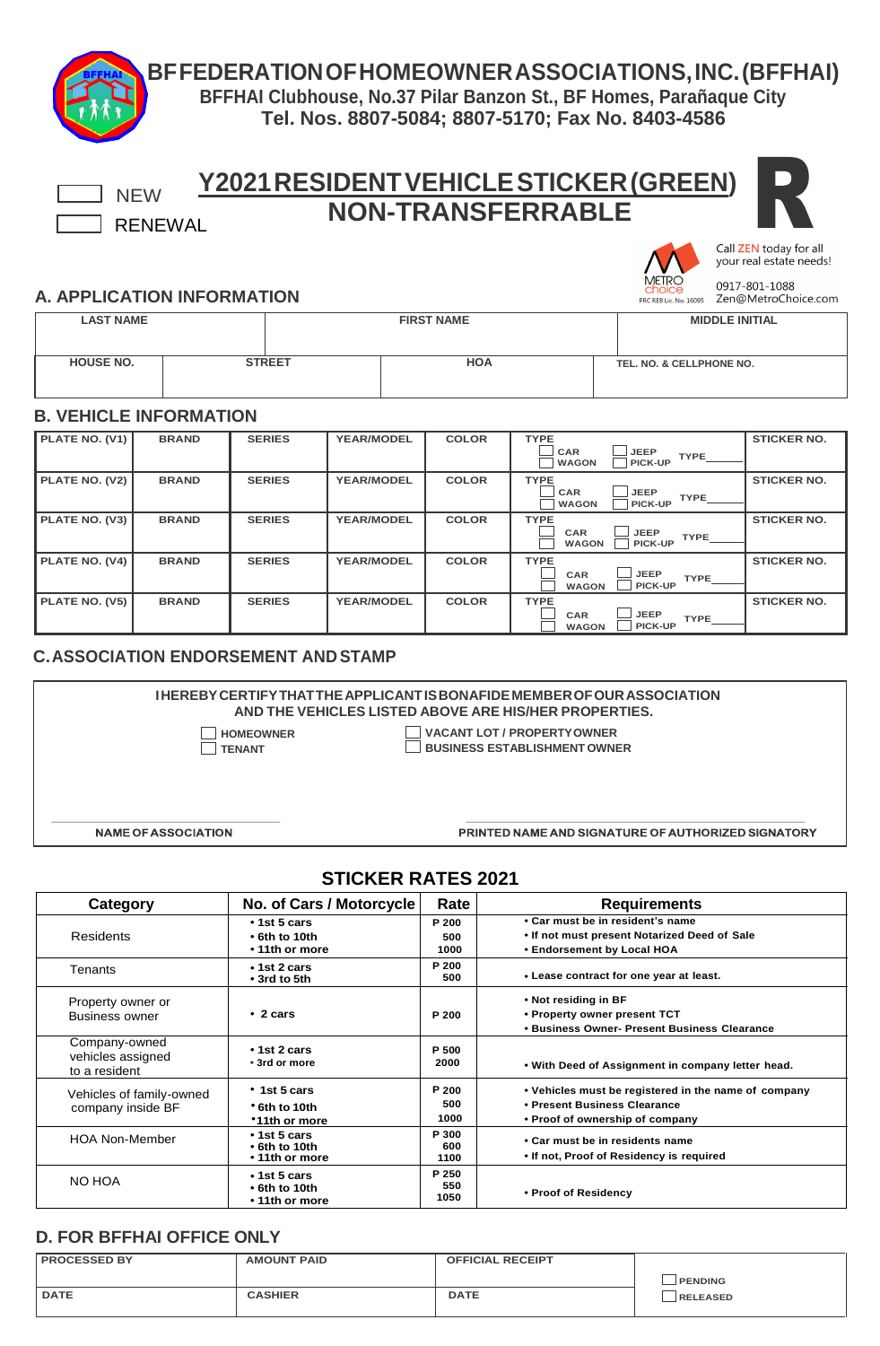# BF FEDERATION OF HOMEOWNER ASSOCIATIONS, INC. (BFFHAI)

**BFFHAI Clubhouse, No.37 Pilar Banzon St., BF Homes, Parañaque City**
**Tel. Nos. 8807-5084; 8807-5170; Fax No. 8403-4586**

☐ NEW
☐ RENEWAL

## Y2021 RESIDENT VEHICLE STICKER (GREEN)
## NON-TRANSFERRABLE

R

Call ZEN today for all your real estate needs!
METRO choice
PRC REB Lic. No. 16095
0917-801-1088
Zen@MetroChoice.com

## A. APPLICATION INFORMATION

| LAST NAME | FIRST NAME | MIDDLE INITIAL |
|---|---|---|
| | | |

| HOUSE NO. | STREET | HOA | TEL. NO. & CELLPHONE NO. |
|---|---|---|---|
| | | | |

## B. VEHICLE INFORMATION

| PLATE NO. | BRAND | SERIES | YEAR/MODEL | COLOR | TYPE | STICKER NO. |
|---|---|---|---|---|---|---|
| PLATE NO. (V1) | | | | | ☐ CAR ☐ WAGON ☐ JEEP ☐ PICK-UP TYPE_____ | |
| PLATE NO. (V2) | | | | | ☐ CAR ☐ WAGON ☐ JEEP ☐ PICK-UP TYPE_____ | |
| PLATE NO. (V3) | | | | | ☐ CAR ☐ WAGON ☐ JEEP ☐ PICK-UP TYPE_____ | |
| PLATE NO. (V4) | | | | | ☐ CAR ☐ WAGON ☐ JEEP ☐ PICK-UP TYPE_____ | |
| PLATE NO. (V5) | | | | | ☐ CAR ☐ WAGON ☐ JEEP ☐ PICK-UP TYPE_____ | |

## C. ASSOCIATION ENDORSEMENT AND STAMP

**I HEREBY CERTIFY THAT THE APPLICANT IS BONAFIDE MEMBER OF OUR ASSOCIATION AND THE VEHICLES LISTED ABOVE ARE HIS/HER PROPERTIES.**

☐ HOMEOWNER
☐ TENANT
☐ VACANT LOT / PROPERTY OWNER
☐ BUSINESS ESTABLISHMENT OWNER

______________________ NAME OF ASSOCIATION

______________________ PRINTED NAME AND SIGNATURE OF AUTHORIZED SIGNATORY

## STICKER RATES 2021

| Category | No. of Cars / Motorcycle | Rate | Requirements |
|---|---|---|---|
| Residents | • 1st 5 cars<br>• 6th to 10th<br>• 11th or more | P 200<br>500<br>1000 | • Car must be in resident's name<br>• If not must present Notarized Deed of Sale<br>• Endorsement by Local HOA |
| Tenants | • 1st 2 cars<br>• 3rd to 5th | P 200<br>500 | • Lease contract for one year at least. |
| Property owner or Business owner | • 2 cars | P 200 | • Not residing in BF<br>• Property owner present TCT<br>• Business Owner- Present Business Clearance |
| Company-owned vehicles assigned to a resident | • 1st 2 cars<br>• 3rd or more | P 500<br>2000 | • With Deed of Assignment in company letter head. |
| Vehicles of family-owned company inside BF | • 1st 5 cars<br>• 6th to 10th<br>• 11th or more | P 200<br>500<br>1000 | • Vehicles must be registered in the name of company<br>• Present Business Clearance<br>• Proof of ownership of company |
| HOA Non-Member | • 1st 5 cars<br>• 6th to 10th<br>• 11th or more | P 300<br>600<br>1100 | • Car must be in residents name<br>• If not, Proof of Residency is required |
| NO HOA | • 1st 5 cars<br>• 6th to 10th<br>• 11th or more | P 250<br>550<br>1050 | • Proof of Residency |

## D. FOR BFFHAI OFFICE ONLY

| PROCESSED BY | AMOUNT PAID | OFFICIAL RECEIPT | ☐ PENDING |
|---|---|---|---|
| DATE | CASHIER | DATE | ☐ RELEASED |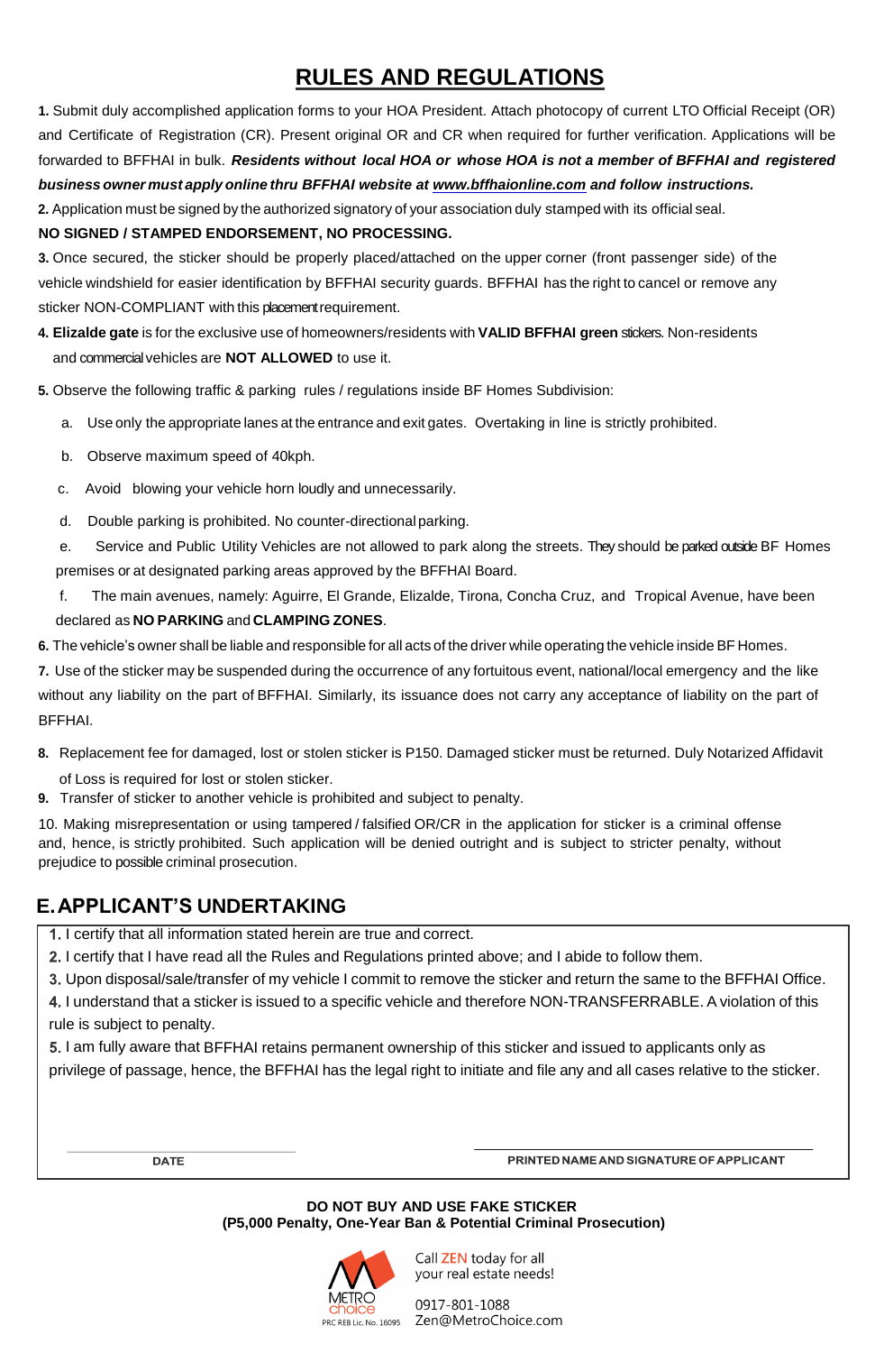# RULES AND REGULATIONS

**1.** Submit duly accomplished application forms to your HOA President. Attach photocopy of current LTO Official Receipt (OR) and Certificate of Registration (CR). Present original OR and CR when required for further verification. Applications will be forwarded to BFFHAI in bulk. ***Residents without local HOA or whose HOA is not a member of BFFHAI and registered business owner must apply online thru BFFHAI website at www.bffhaionline.com and follow instructions.***

**2.** Application must be signed by the authorized signatory of your association duly stamped with its official seal.

**NO SIGNED / STAMPED ENDORSEMENT, NO PROCESSING.**

**3.** Once secured, the sticker should be properly placed/attached on the upper corner (front passenger side) of the vehicle windshield for easier identification by BFFHAI security guards. BFFHAI has the right to cancel or remove any sticker NON-COMPLIANT with this placement requirement.

**4. Elizalde gate** is for the exclusive use of homeowners/residents with **VALID BFFHAI green** stickers. Non-residents and commercial vehicles are **NOT ALLOWED** to use it.

**5.** Observe the following traffic & parking rules / regulations inside BF Homes Subdivision:

a. Use only the appropriate lanes at the entrance and exit gates. Overtaking in line is strictly prohibited.

b. Observe maximum speed of 40kph.

c. Avoid blowing your vehicle horn loudly and unnecessarily.

d. Double parking is prohibited. No counter-directional parking.

e. Service and Public Utility Vehicles are not allowed to park along the streets. They should be parked outside BF Homes premises or at designated parking areas approved by the BFFHAI Board.

f. The main avenues, namely: Aguirre, El Grande, Elizalde, Tirona, Concha Cruz, and Tropical Avenue, have been declared as **NO PARKING** and **CLAMPING ZONES**.

**6.** The vehicle's owner shall be liable and responsible for all acts of the driver while operating the vehicle inside BF Homes.

**7.** Use of the sticker may be suspended during the occurrence of any fortuitous event, national/local emergency and the like without any liability on the part of BFFHAI. Similarly, its issuance does not carry any acceptance of liability on the part of BFFHAI.

**8.** Replacement fee for damaged, lost or stolen sticker is P150. Damaged sticker must be returned. Duly Notarized Affidavit of Loss is required for lost or stolen sticker.

**9.** Transfer of sticker to another vehicle is prohibited and subject to penalty.

10. Making misrepresentation or using tampered / falsified OR/CR in the application for sticker is a criminal offense and, hence, is strictly prohibited. Such application will be denied outright and is subject to stricter penalty, without prejudice to possible criminal prosecution.

## E. APPLICANT'S UNDERTAKING

1. I certify that all information stated herein are true and correct.
2. I certify that I have read all the Rules and Regulations printed above; and I abide to follow them.
3. Upon disposal/sale/transfer of my vehicle I commit to remove the sticker and return the same to the BFFHAI Office.
4. I understand that a sticker is issued to a specific vehicle and therefore NON-TRANSFERRABLE. A violation of this rule is subject to penalty.
5. I am fully aware that BFFHAI retains permanent ownership of this sticker and issued to applicants only as privilege of passage, hence, the BFFHAI has the legal right to initiate and file any and all cases relative to the sticker.

**DATE** | **PRINTED NAME AND SIGNATURE OF APPLICANT**

**DO NOT BUY AND USE FAKE STICKER**
**(P5,000 Penalty, One-Year Ban & Potential Criminal Prosecution)**

METRO choice
PRC REB Lic. No. 16095

Call ZEN today for all your real estate needs!

0917-801-1088
Zen@MetroChoice.com